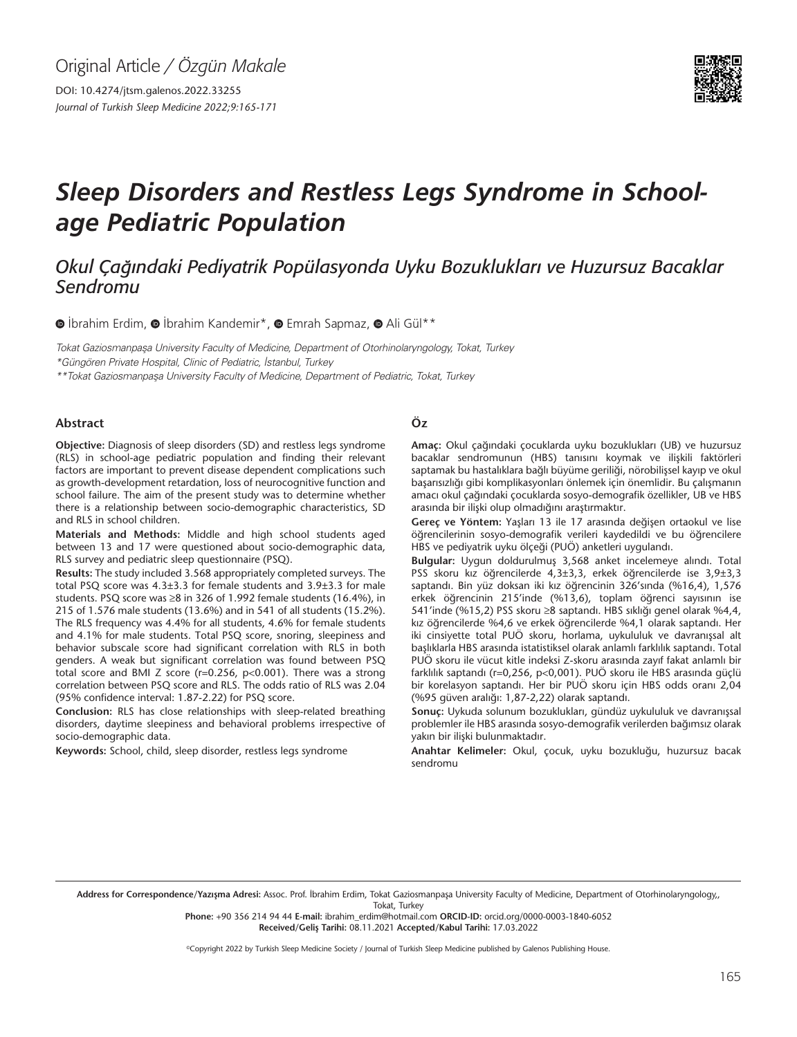Original Article / *Özgün Makale*

DOI: 10.4274/jtsm.galenos.2022.33255

*Journal of Turkish Sleep Medicine 2022;9:165-171*

# *Sleep Disorders and Restless Legs Syndrome in School-age Pediatric Population*

## *Okul Çağındaki Pediyatrik Popülasyonda Uyku Bozuklukları ve Huzursuz Bacaklar Sendromu*

İbrahim Erdim, İbrahim Kandemir*, Emrah Sapmaz, Ali Gül**

*Tokat Gaziosmanpaşa University Faculty of Medicine, Department of Otorhinolaryngology, Tokat, Turkey*

*\*Güngören Private Hospital, Clinic of Pediatric, İstanbul, Turkey*

*\*\*Tokat Gaziosmanpaşa University Faculty of Medicine, Department of Pediatric, Tokat, Turkey*

### Abstract

**Objective:** Diagnosis of sleep disorders (SD) and restless legs syndrome (RLS) in school-age pediatric population and finding their relevant factors are important to prevent disease dependent complications such as growth-development retardation, loss of neurocognitive function and school failure. The aim of the present study was to determine whether there is a relationship between socio-demographic characteristics, SD and RLS in school children.

**Materials and Methods:** Middle and high school students aged between 13 and 17 were questioned about socio-demographic data, RLS survey and pediatric sleep questionnaire (PSQ).

**Results:** The study included 3.568 appropriately completed surveys. The total PSQ score was 4.3±3.3 for female students and 3.9±3.3 for male students. PSQ score was ≥8 in 326 of 1.992 female students (16.4%), in 215 of 1.576 male students (13.6%) and in 541 of all students (15.2%). The RLS frequency was 4.4% for all students, 4.6% for female students and 4.1% for male students. Total PSQ score, snoring, sleepiness and behavior subscale score had significant correlation with RLS in both genders. A weak but significant correlation was found between PSQ total score and BMI Z score (r=0.256, p<0.001). There was a strong correlation between PSQ score and RLS. The odds ratio of RLS was 2.04 (95% confidence interval: 1.87-2.22) for PSQ score.

**Conclusion:** RLS has close relationships with sleep-related breathing disorders, daytime sleepiness and behavioral problems irrespective of socio-demographic data.

**Keywords:** School, child, sleep disorder, restless legs syndrome

### Öz

**Amaç:** Okul çağındaki çocuklarda uyku bozuklukları (UB) ve huzursuz bacaklar sendromunun (HBS) tanısını koymak ve ilişkili faktörleri saptamak bu hastalıklara bağlı büyüme geriliği, nörobilişsel kayıp ve okul başarısızlığı gibi komplikasyonları önlemek için önemlidir. Bu çalışmanın amacı okul çağındaki çocuklarda sosyo-demografik özellikler, UB ve HBS arasında bir ilişki olup olmadığını araştırmaktır.

**Gereç ve Yöntem:** Yaşları 13 ile 17 arasında değişen ortaokul ve lise öğrencilerinin sosyo-demografik verileri kaydedildi ve bu öğrencilere HBS ve pediyatrik uyku ölçeği (PUÖ) anketleri uygulandı.

**Bulgular:** Uygun doldurulmuş 3,568 anket incelemeye alındı. Total PSS skoru kız öğrencilerde 4,3±3,3, erkek öğrencilerde ise 3,9±3,3 saptandı. Bin yüz doksan iki kız öğrencinin 326'sında (%16,4), 1,576 erkek öğrencinin 215'inde (%13,6), toplam öğrenci sayısının ise 541'inde (%15,2) PSS skoru ≥8 saptandı. HBS sıklığı genel olarak %4,4, kız öğrencilerde %4,6 ve erkek öğrencilerde %4,1 olarak saptandı. Her iki cinsiyette total PUÖ skoru, horlama, uykululuk ve davranışsal alt başlıklarla HBS arasında istatistiksel olarak anlamlı farklılık saptandı. Total PUÖ skoru ile vücut kitle indeksi Z-skoru arasında zayıf fakat anlamlı bir farklılık saptandı (r=0,256, p<0,001). PUÖ skoru ile HBS arasında güçlü bir korelasyon saptandı. Her bir PUÖ skoru için HBS odds oranı 2,04 (%95 güven aralığı: 1,87-2,22) olarak saptandı.

**Sonuç:** Uykuda solunum bozuklukları, gündüz uykululuk ve davranışsal problemler ile HBS arasında sosyo-demografik verilerden bağımsız olarak yakın bir ilişki bulunmaktadır.

**Anahtar Kelimeler:** Okul, çocuk, uyku bozukluğu, huzursuz bacak sendromu

**Address for Correspondence/Yazışma Adresi:** Assoc. Prof. İbrahim Erdim, Tokat Gaziosmanpaşa University Faculty of Medicine, Department of Otorhinolaryngology,, Tokat, Turkey

**Phone:** +90 356 214 94 44 **E-mail:** ibrahim_erdim@hotmail.com **ORCID-ID:** orcid.org/0000-0003-1840-6052

**Received/Geliş Tarihi:** 08.11.2021 **Accepted/Kabul Tarihi:** 17.03.2022

©Copyright 2022 by Turkish Sleep Medicine Society / Journal of Turkish Sleep Medicine published by Galenos Publishing House.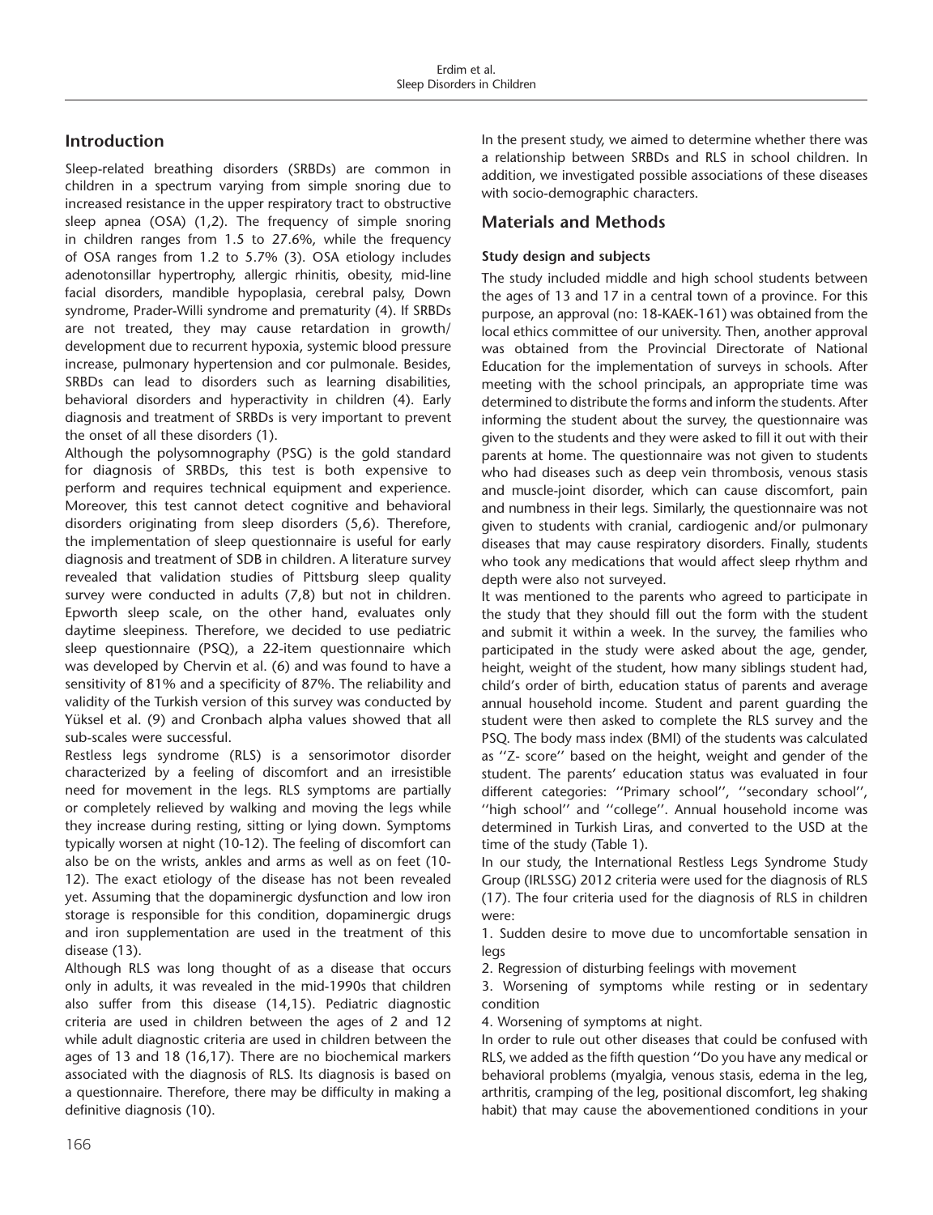## Introduction

Sleep-related breathing disorders (SRBDs) are common in children in a spectrum varying from simple snoring due to increased resistance in the upper respiratory tract to obstructive sleep apnea (OSA) (1,2). The frequency of simple snoring in children ranges from 1.5 to 27.6%, while the frequency of OSA ranges from 1.2 to 5.7% (3). OSA etiology includes adenotonsillar hypertrophy, allergic rhinitis, obesity, mid-line facial disorders, mandible hypoplasia, cerebral palsy, Down syndrome, Prader-Willi syndrome and prematurity (4). If SRBDs are not treated, they may cause retardation in growth/development due to recurrent hypoxia, systemic blood pressure increase, pulmonary hypertension and cor pulmonale. Besides, SRBDs can lead to disorders such as learning disabilities, behavioral disorders and hyperactivity in children (4). Early diagnosis and treatment of SRBDs is very important to prevent the onset of all these disorders (1).

Although the polysomnography (PSG) is the gold standard for diagnosis of SRBDs, this test is both expensive to perform and requires technical equipment and experience. Moreover, this test cannot detect cognitive and behavioral disorders originating from sleep disorders (5,6). Therefore, the implementation of sleep questionnaire is useful for early diagnosis and treatment of SDB in children. A literature survey revealed that validation studies of Pittsburg sleep quality survey were conducted in adults (7,8) but not in children. Epworth sleep scale, on the other hand, evaluates only daytime sleepiness. Therefore, we decided to use pediatric sleep questionnaire (PSQ), a 22-item questionnaire which was developed by Chervin et al. (6) and was found to have a sensitivity of 81% and a specificity of 87%. The reliability and validity of the Turkish version of this survey was conducted by Yüksel et al. (9) and Cronbach alpha values showed that all sub-scales were successful.

Restless legs syndrome (RLS) is a sensorimotor disorder characterized by a feeling of discomfort and an irresistible need for movement in the legs. RLS symptoms are partially or completely relieved by walking and moving the legs while they increase during resting, sitting or lying down. Symptoms typically worsen at night (10-12). The feeling of discomfort can also be on the wrists, ankles and arms as well as on feet (10-12). The exact etiology of the disease has not been revealed yet. Assuming that the dopaminergic dysfunction and low iron storage is responsible for this condition, dopaminergic drugs and iron supplementation are used in the treatment of this disease (13).

Although RLS was long thought of as a disease that occurs only in adults, it was revealed in the mid-1990s that children also suffer from this disease (14,15). Pediatric diagnostic criteria are used in children between the ages of 2 and 12 while adult diagnostic criteria are used in children between the ages of 13 and 18 (16,17). There are no biochemical markers associated with the diagnosis of RLS. Its diagnosis is based on a questionnaire. Therefore, there may be difficulty in making a definitive diagnosis (10).

In the present study, we aimed to determine whether there was a relationship between SRBDs and RLS in school children. In addition, we investigated possible associations of these diseases with socio-demographic characters.

## Materials and Methods

### Study design and subjects

The study included middle and high school students between the ages of 13 and 17 in a central town of a province. For this purpose, an approval (no: 18-KAEK-161) was obtained from the local ethics committee of our university. Then, another approval was obtained from the Provincial Directorate of National Education for the implementation of surveys in schools. After meeting with the school principals, an appropriate time was determined to distribute the forms and inform the students. After informing the student about the survey, the questionnaire was given to the students and they were asked to fill it out with their parents at home. The questionnaire was not given to students who had diseases such as deep vein thrombosis, venous stasis and muscle-joint disorder, which can cause discomfort, pain and numbness in their legs. Similarly, the questionnaire was not given to students with cranial, cardiogenic and/or pulmonary diseases that may cause respiratory disorders. Finally, students who took any medications that would affect sleep rhythm and depth were also not surveyed.

It was mentioned to the parents who agreed to participate in the study that they should fill out the form with the student and submit it within a week. In the survey, the families who participated in the study were asked about the age, gender, height, weight of the student, how many siblings student had, child's order of birth, education status of parents and average annual household income. Student and parent guarding the student were then asked to complete the RLS survey and the PSQ. The body mass index (BMI) of the students was calculated as "Z- score" based on the height, weight and gender of the student. The parents' education status was evaluated in four different categories: "Primary school", "secondary school", "high school" and "college". Annual household income was determined in Turkish Liras, and converted to the USD at the time of the study (Table 1).

In our study, the International Restless Legs Syndrome Study Group (IRLSSG) 2012 criteria were used for the diagnosis of RLS (17). The four criteria used for the diagnosis of RLS in children were:

1. Sudden desire to move due to uncomfortable sensation in legs
2. Regression of disturbing feelings with movement
3. Worsening of symptoms while resting or in sedentary condition
4. Worsening of symptoms at night.

In order to rule out other diseases that could be confused with RLS, we added as the fifth question "Do you have any medical or behavioral problems (myalgia, venous stasis, edema in the leg, arthritis, cramping of the leg, positional discomfort, leg shaking habit) that may cause the abovementioned conditions in your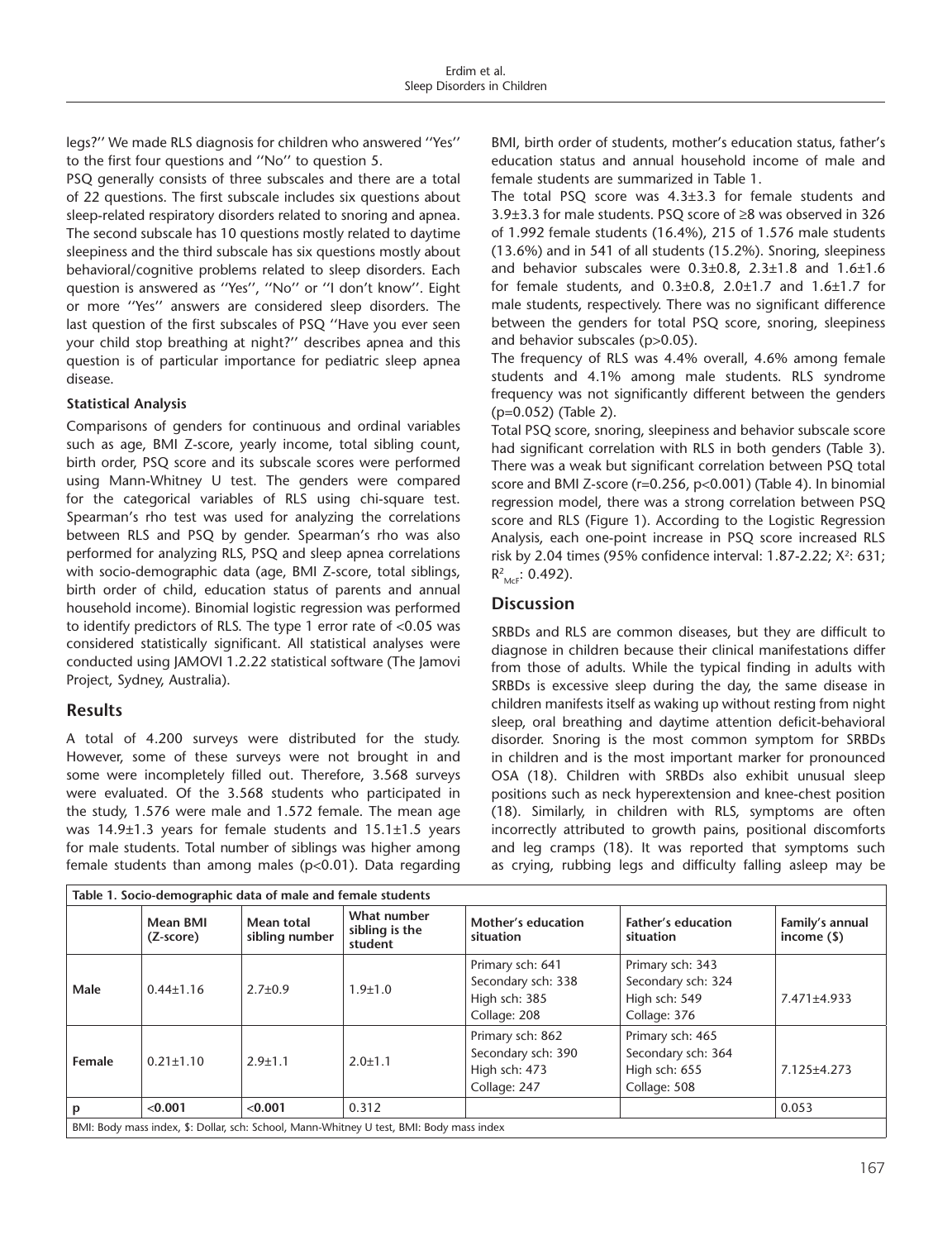legs?'' We made RLS diagnosis for children who answered ''Yes'' to the first four questions and ''No'' to question 5.

PSQ generally consists of three subscales and there are a total of 22 questions. The first subscale includes six questions about sleep-related respiratory disorders related to snoring and apnea. The second subscale has 10 questions mostly related to daytime sleepiness and the third subscale has six questions mostly about behavioral/cognitive problems related to sleep disorders. Each question is answered as ''Yes'', ''No'' or ''I don't know''. Eight or more ''Yes'' answers are considered sleep disorders. The last question of the first subscales of PSQ ''Have you ever seen your child stop breathing at night?'' describes apnea and this question is of particular importance for pediatric sleep apnea disease.

### Statistical Analysis

Comparisons of genders for continuous and ordinal variables such as age, BMI Z-score, yearly income, total sibling count, birth order, PSQ score and its subscale scores were performed using Mann-Whitney U test. The genders were compared for the categorical variables of RLS using chi-square test. Spearman's rho test was used for analyzing the correlations between RLS and PSQ by gender. Spearman's rho was also performed for analyzing RLS, PSQ and sleep apnea correlations with socio-demographic data (age, BMI Z-score, total siblings, birth order of child, education status of parents and annual household income). Binomial logistic regression was performed to identify predictors of RLS. The type 1 error rate of <0.05 was considered statistically significant. All statistical analyses were conducted using JAMOVI 1.2.22 statistical software (The Jamovi Project, Sydney, Australia).

## Results

A total of 4.200 surveys were distributed for the study. However, some of these surveys were not brought in and some were incompletely filled out. Therefore, 3.568 surveys were evaluated. Of the 3.568 students who participated in the study, 1.576 were male and 1.572 female. The mean age was 14.9±1.3 years for female students and 15.1±1.5 years for male students. Total number of siblings was higher among female students than among males (p<0.01). Data regarding BMI, birth order of students, mother's education status, father's education status and annual household income of male and female students are summarized in Table 1.

The total PSQ score was 4.3±3.3 for female students and 3.9±3.3 for male students. PSQ score of ≥8 was observed in 326 of 1.992 female students (16.4%), 215 of 1.576 male students (13.6%) and in 541 of all students (15.2%). Snoring, sleepiness and behavior subscales were 0.3±0.8, 2.3±1.8 and 1.6±1.6 for female students, and 0.3±0.8, 2.0±1.7 and 1.6±1.7 for male students, respectively. There was no significant difference between the genders for total PSQ score, snoring, sleepiness and behavior subscales (p>0.05).

The frequency of RLS was 4.4% overall, 4.6% among female students and 4.1% among male students. RLS syndrome frequency was not significantly different between the genders (p=0.052) (Table 2).

Total PSQ score, snoring, sleepiness and behavior subscale score had significant correlation with RLS in both genders (Table 3). There was a weak but significant correlation between PSQ total score and BMI Z-score (r=0.256, p<0.001) (Table 4). In binomial regression model, there was a strong correlation between PSQ score and RLS (Figure 1). According to the Logistic Regression Analysis, each one-point increase in PSQ score increased RLS risk by 2.04 times (95% confidence interval: 1.87-2.22; $X^2$: 631; $R^2_{McF}$: 0.492).

## Discussion

SRBDs and RLS are common diseases, but they are difficult to diagnose in children because their clinical manifestations differ from those of adults. While the typical finding in adults with SRBDs is excessive sleep during the day, the same disease in children manifests itself as waking up without resting from night sleep, oral breathing and daytime attention deficit-behavioral disorder. Snoring is the most common symptom for SRBDs in children and is the most important marker for pronounced OSA (18). Children with SRBDs also exhibit unusual sleep positions such as neck hyperextension and knee-chest position (18). Similarly, in children with RLS, symptoms are often incorrectly attributed to growth pains, positional discomforts and leg cramps (18). It was reported that symptoms such as crying, rubbing legs and difficulty falling asleep may be

**Table 1. Socio-demographic data of male and female students**

| | Mean BMI (Z-score) | Mean total sibling number | What number sibling is the student | Mother's education situation | Father's education situation | Family's annual income ($) |
|---|---|---|---|---|---|---|
| Male | 0.44±1.16 | 2.7±0.9 | 1.9±1.0 | Primary sch: 641<br>Secondary sch: 338<br>High sch: 385<br>Collage: 208 | Primary sch: 343<br>Secondary sch: 324<br>High sch: 549<br>Collage: 376 | 7.471±4.933 |
| Female | 0.21±1.10 | 2.9±1.1 | 2.0±1.1 | Primary sch: 862<br>Secondary sch: 390<br>High sch: 473<br>Collage: 247 | Primary sch: 465<br>Secondary sch: 364<br>High sch: 655<br>Collage: 508 | 7.125±4.273 |
| p | **<0.001** | **<0.001** | 0.312 | | | 0.053 |

BMI: Body mass index, $: Dollar, sch: School, Mann-Whitney U test, BMI: Body mass index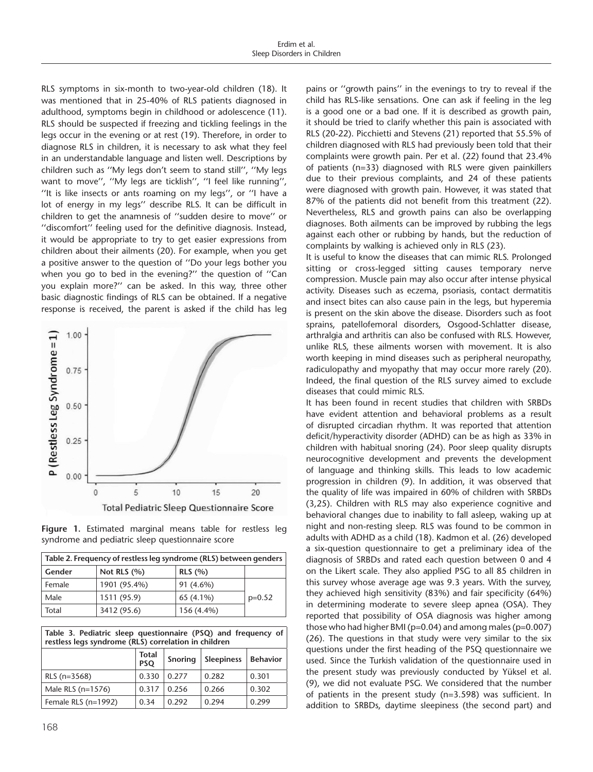RLS symptoms in six-month to two-year-old children (18). It was mentioned that in 25-40% of RLS patients diagnosed in adulthood, symptoms begin in childhood or adolescence (11). RLS should be suspected if freezing and tickling feelings in the legs occur in the evening or at rest (19). Therefore, in order to diagnose RLS in children, it is necessary to ask what they feel in an understandable language and listen well. Descriptions by children such as ''My legs don't seem to stand still'', ''My legs want to move'', ''My legs are ticklish'', ''I feel like running'', ''It is like insects or ants roaming on my legs'', or ''I have a lot of energy in my legs'' describe RLS. It can be difficult in children to get the anamnesis of ''sudden desire to move'' or ''discomfort'' feeling used for the definitive diagnosis. Instead, it would be appropriate to try to get easier expressions from children about their ailments (20). For example, when you get a positive answer to the question of ''Do your legs bother you when you go to bed in the evening?'' the question of ''Can you explain more?'' can be asked. In this way, three other basic diagnostic findings of RLS can be obtained. If a negative response is received, the parent is asked if the child has leg pains or ''growth pains'' in the evenings to try to reveal if the child has RLS-like sensations. One can ask if feeling in the leg is a good one or a bad one. If it is described as growth pain, it should be tried to clarify whether this pain is associated with RLS (20-22). Picchietti and Stevens (21) reported that 55.5% of children diagnosed with RLS had previously been told that their complaints were growth pain. Per et al. (22) found that 23.4% of patients (n=33) diagnosed with RLS were given painkillers due to their previous complaints, and 24 of these patients were diagnosed with growth pain. However, it was stated that 87% of the patients did not benefit from this treatment (22). Nevertheless, RLS and growth pains can also be overlapping diagnoses. Both ailments can be improved by rubbing the legs against each other or rubbing by hands, but the reduction of complaints by walking is achieved only in RLS (23).

**Figure 1.** Estimated marginal means table for restless leg syndrome and pediatric sleep questionnaire score

| Table 2. Frequency of restless leg syndrome (RLS) between genders | | | |
|---|---|---|---|
| Gender | Not RLS (%) | RLS (%) | |
| Female | 1901 (95.4%) | 91 (4.6%) | p=0.52 |
| Male | 1511 (95.9) | 65 (4.1%) | |
| Total | 3412 (95.6) | 156 (4.4%) | |

| Table 3. Pediatric sleep questionnaire (PSQ) and frequency of restless legs syndrome (RLS) correlation in children | | | | |
|---|---|---|---|---|
| | Total PSQ | Snoring | Sleepiness | Behavior |
| RLS (n=3568) | 0.330 | 0.277 | 0.282 | 0.301 |
| Male RLS (n=1576) | 0.317 | 0.256 | 0.266 | 0.302 |
| Female RLS (n=1992) | 0.34 | 0.292 | 0.294 | 0.299 |

It is useful to know the diseases that can mimic RLS. Prolonged sitting or cross-legged sitting causes temporary nerve compression. Muscle pain may also occur after intense physical activity. Diseases such as eczema, psoriasis, contact dermatitis and insect bites can also cause pain in the legs, but hyperemia is present on the skin above the disease. Disorders such as foot sprains, patellofemoral disorders, Osgood-Schlatter disease, arthralgia and arthritis can also be confused with RLS. However, unlike RLS, these ailments worsen with movement. It is also worth keeping in mind diseases such as peripheral neuropathy, radiculopathy and myopathy that may occur more rarely (20). Indeed, the final question of the RLS survey aimed to exclude diseases that could mimic RLS.

It has been found in recent studies that children with SRBDs have evident attention and behavioral problems as a result of disrupted circadian rhythm. It was reported that attention deficit/hyperactivity disorder (ADHD) can be as high as 33% in children with habitual snoring (24). Poor sleep quality disrupts neurocognitive development and prevents the development of language and thinking skills. This leads to low academic progression in children (9). In addition, it was observed that the quality of life was impaired in 60% of children with SRBDs (3,25). Children with RLS may also experience cognitive and behavioral changes due to inability to fall asleep, waking up at night and non-resting sleep. RLS was found to be common in adults with ADHD as a child (18). Kadmon et al. (26) developed a six-question questionnaire to get a preliminary idea of the diagnosis of SRBDs and rated each question between 0 and 4 on the Likert scale. They also applied PSG to all 85 children in this survey whose average age was 9.3 years. With the survey, they achieved high sensitivity (83%) and fair specificity (64%) in determining moderate to severe sleep apnea (OSA). They reported that possibility of OSA diagnosis was higher among those who had higher BMI (p=0.04) and among males (p=0.007) (26). The questions in that study were very similar to the six questions under the first heading of the PSQ questionnaire we used. Since the Turkish validation of the questionnaire used in the present study was previously conducted by Yüksel et al. (9), we did not evaluate PSG. We considered that the number of patients in the present study (n=3.598) was sufficient. In addition to SRBDs, daytime sleepiness (the second part) and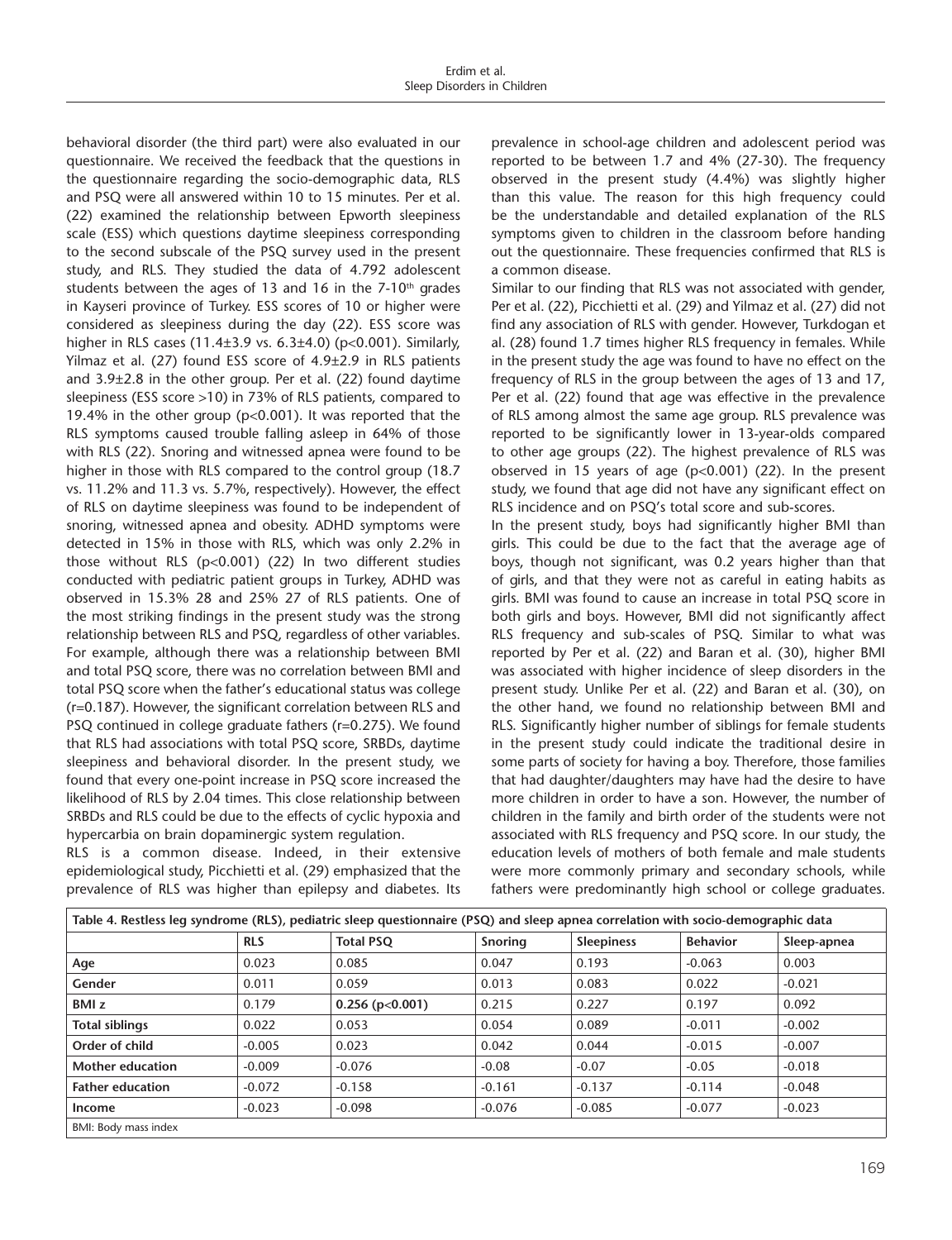behavioral disorder (the third part) were also evaluated in our questionnaire. We received the feedback that the questions in the questionnaire regarding the socio-demographic data, RLS and PSQ were all answered within 10 to 15 minutes. Per et al. (22) examined the relationship between Epworth sleepiness scale (ESS) which questions daytime sleepiness corresponding to the second subscale of the PSQ survey used in the present study, and RLS. They studied the data of 4.792 adolescent students between the ages of 13 and 16 in the 7-10[th] grades in Kayseri province of Turkey. ESS scores of 10 or higher were considered as sleepiness during the day (22). ESS score was higher in RLS cases (11.4±3.9 vs. 6.3±4.0) ($p<0.001$). Similarly, Yilmaz et al. (27) found ESS score of 4.9±2.9 in RLS patients and 3.9±2.8 in the other group. Per et al. (22) found daytime sleepiness (ESS score >10) in 73% of RLS patients, compared to 19.4% in the other group ($p<0.001$). It was reported that the RLS symptoms caused trouble falling asleep in 64% of those with RLS (22). Snoring and witnessed apnea were found to be higher in those with RLS compared to the control group (18.7 vs. 11.2% and 11.3 vs. 5.7%, respectively). However, the effect of RLS on daytime sleepiness was found to be independent of snoring, witnessed apnea and obesity. ADHD symptoms were detected in 15% in those with RLS, which was only 2.2% in those without RLS ($p<0.001$) (22) In two different studies conducted with pediatric patient groups in Turkey, ADHD was observed in 15.3% 28 and 25% 27 of RLS patients. One of the most striking findings in the present study was the strong relationship between RLS and PSQ, regardless of other variables. For example, although there was a relationship between BMI and total PSQ score, there was no correlation between BMI and total PSQ score when the father's educational status was college ($r=0.187$). However, the significant correlation between RLS and PSQ continued in college graduate fathers ($r=0.275$). We found that RLS had associations with total PSQ score, SRBDs, daytime sleepiness and behavioral disorder. In the present study, we found that every one-point increase in PSQ score increased the likelihood of RLS by 2.04 times. This close relationship between SRBDs and RLS could be due to the effects of cyclic hypoxia and hypercarbia on brain dopaminergic system regulation.

RLS is a common disease. Indeed, in their extensive epidemiological study, Picchietti et al. (29) emphasized that the prevalence of RLS was higher than epilepsy and diabetes. Its prevalence in school-age children and adolescent period was reported to be between 1.7 and 4% (27-30). The frequency observed in the present study (4.4%) was slightly higher than this value. The reason for this high frequency could be the understandable and detailed explanation of the RLS symptoms given to children in the classroom before handing out the questionnaire. These frequencies confirmed that RLS is a common disease.

Similar to our finding that RLS was not associated with gender, Per et al. (22), Picchietti et al. (29) and Yilmaz et al. (27) did not find any association of RLS with gender. However, Turkdogan et al. (28) found 1.7 times higher RLS frequency in females. While in the present study the age was found to have no effect on the frequency of RLS in the group between the ages of 13 and 17, Per et al. (22) found that age was effective in the prevalence of RLS among almost the same age group. RLS prevalence was reported to be significantly lower in 13-year-olds compared to other age groups (22). The highest prevalence of RLS was observed in 15 years of age ($p<0.001$) (22). In the present study, we found that age did not have any significant effect on RLS incidence and on PSQ's total score and sub-scores.

In the present study, boys had significantly higher BMI than girls. This could be due to the fact that the average age of boys, though not significant, was 0.2 years higher than that of girls, and that they were not as careful in eating habits as girls. BMI was found to cause an increase in total PSQ score in both girls and boys. However, BMI did not significantly affect RLS frequency and sub-scales of PSQ. Similar to what was reported by Per et al. (22) and Baran et al. (30), higher BMI was associated with higher incidence of sleep disorders in the present study. Unlike Per et al. (22) and Baran et al. (30), on the other hand, we found no relationship between BMI and RLS. Significantly higher number of siblings for female students in the present study could indicate the traditional desire in some parts of society for having a boy. Therefore, those families that had daughter/daughters may have had the desire to have more children in order to have a son. However, the number of children in the family and birth order of the students were not associated with RLS frequency and PSQ score. In our study, the education levels of mothers of both female and male students were more commonly primary and secondary schools, while fathers were predominantly high school or college graduates.

**Table 4. Restless leg syndrome (RLS), pediatric sleep questionnaire (PSQ) and sleep apnea correlation with socio-demographic data**

| | RLS | Total PSQ | Snoring | Sleepiness | Behavior | Sleep-apnea |
|---|---|---|---|---|---|---|
| **Age** | 0.023 | 0.085 | 0.047 | 0.193 | -0.063 | 0.003 |
| **Gender** | 0.011 | 0.059 | 0.013 | 0.083 | 0.022 | -0.021 |
| **BMI z** | 0.179 | **0.256 ($p<0.001$)** | 0.215 | 0.227 | 0.197 | 0.092 |
| **Total siblings** | 0.022 | 0.053 | 0.054 | 0.089 | -0.011 | -0.002 |
| **Order of child** | -0.005 | 0.023 | 0.042 | 0.044 | -0.015 | -0.007 |
| **Mother education** | -0.009 | -0.076 | -0.08 | -0.07 | -0.05 | -0.018 |
| **Father education** | -0.072 | -0.158 | -0.161 | -0.137 | -0.114 | -0.048 |
| **Income** | -0.023 | -0.098 | -0.076 | -0.085 | -0.077 | -0.023 |

BMI: Body mass index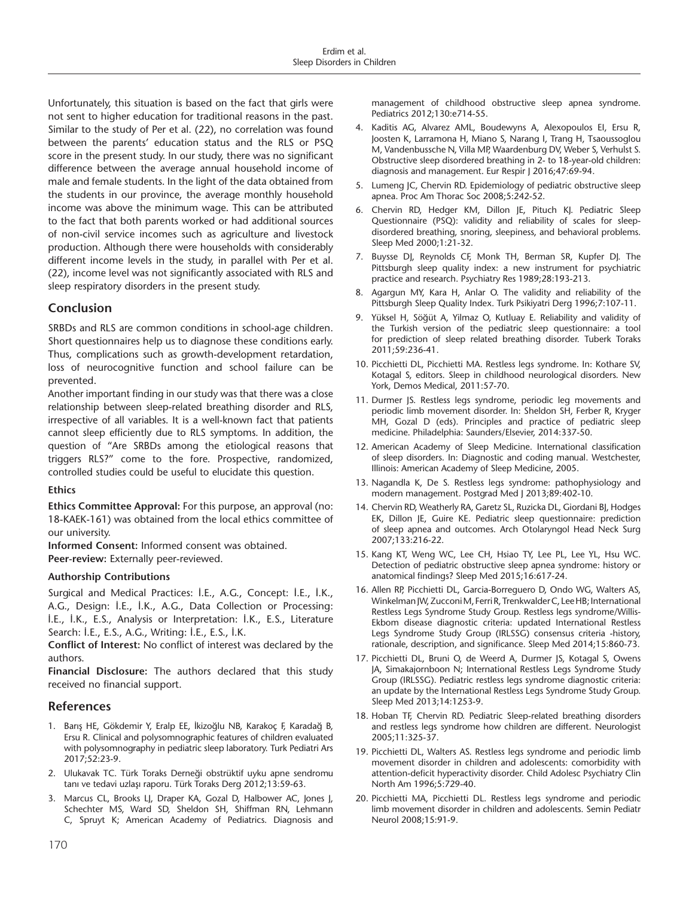Unfortunately, this situation is based on the fact that girls were not sent to higher education for traditional reasons in the past. Similar to the study of Per et al. (22), no correlation was found between the parents' education status and the RLS or PSQ score in the present study. In our study, there was no significant difference between the average annual household income of male and female students. In the light of the data obtained from the students in our province, the average monthly household income was above the minimum wage. This can be attributed to the fact that both parents worked or had additional sources of non-civil service incomes such as agriculture and livestock production. Although there were households with considerably different income levels in the study, in parallel with Per et al. (22), income level was not significantly associated with RLS and sleep respiratory disorders in the present study.

## Conclusion

SRBDs and RLS are common conditions in school-age children. Short questionnaires help us to diagnose these conditions early. Thus, complications such as growth-development retardation, loss of neurocognitive function and school failure can be prevented.

Another important finding in our study was that there was a close relationship between sleep-related breathing disorder and RLS, irrespective of all variables. It is a well-known fact that patients cannot sleep efficiently due to RLS symptoms. In addition, the question of "Are SRBDs among the etiological reasons that triggers RLS?" come to the fore. Prospective, randomized, controlled studies could be useful to elucidate this question.

### Ethics

**Ethics Committee Approval:** For this purpose, an approval (no: 18-KAEK-161) was obtained from the local ethics committee of our university.

**Informed Consent:** Informed consent was obtained.

**Peer-review:** Externally peer-reviewed.

### Authorship Contributions

Surgical and Medical Practices: İ.E., A.G., Concept: İ.E., İ.K., A.G., Design: İ.E., İ.K., A.G., Data Collection or Processing: İ.E., İ.K., E.S., Analysis or Interpretation: İ.K., E.S., Literature Search: İ.E., E.S., A.G., Writing: İ.E., E.S., İ.K.

**Conflict of Interest:** No conflict of interest was declared by the authors.

**Financial Disclosure:** The authors declared that this study received no financial support.

## References

1. Barış HE, Gökdemir Y, Eralp EE, İkizoğlu NB, Karakoç F, Karadağ B, Ersu R. Clinical and polysomnographic features of children evaluated with polysomnography in pediatric sleep laboratory. Turk Pediatri Ars 2017;52:23-9.
2. Ulukavak TC. Türk Toraks Derneği obstrüktif uyku apne sendromu tanı ve tedavi uzlaşı raporu. Türk Toraks Derg 2012;13:59-63.
3. Marcus CL, Brooks LJ, Draper KA, Gozal D, Halbower AC, Jones J, Schechter MS, Ward SD, Sheldon SH, Shiffman RN, Lehmann C, Spruyt K; American Academy of Pediatrics. Diagnosis and management of childhood obstructive sleep apnea syndrome. Pediatrics 2012;130:e714-55.
4. Kaditis AG, Alvarez AML, Boudewyns A, Alexopoulos EI, Ersu R, Joosten K, Larramona H, Miano S, Narang I, Trang H, Tsaoussoglou M, Vandenbussche N, Villa MP, Waardenburg DV, Weber S, Verhulst S. Obstructive sleep disordered breathing in 2- to 18-year-old children: diagnosis and management. Eur Respir J 2016;47:69-94.
5. Lumeng JC, Chervin RD. Epidemiology of pediatric obstructive sleep apnea. Proc Am Thorac Soc 2008;5:242-52.
6. Chervin RD, Hedger KM, Dillon JE, Pituch KJ. Pediatric Sleep Questionnaire (PSQ): validity and reliability of scales for sleep-disordered breathing, snoring, sleepiness, and behavioral problems. Sleep Med 2000;1:21-32.
7. Buysse DJ, Reynolds CF, Monk TH, Berman SR, Kupfer DJ. The Pittsburgh sleep quality index: a new instrument for psychiatric practice and research. Psychiatry Res 1989;28:193-213.
8. Agargun MY, Kara H, Anlar O. The validity and reliability of the Pittsburgh Sleep Quality Index. Turk Psikiyatri Derg 1996;7:107-11.
9. Yüksel H, Söğüt A, Yilmaz O, Kutluay E. Reliability and validity of the Turkish version of the pediatric sleep questionnaire: a tool for prediction of sleep related breathing disorder. Tuberk Toraks 2011;59:236-41.
10. Picchietti DL, Picchietti MA. Restless legs syndrome. In: Kothare SV, Kotagal S, editors. Sleep in childhood neurological disorders. New York, Demos Medical, 2011:57-70.
11. Durmer JS. Restless legs syndrome, periodic leg movements and periodic limb movement disorder. In: Sheldon SH, Ferber R, Kryger MH, Gozal D (eds). Principles and practice of pediatric sleep medicine. Philadelphia: Saunders/Elsevier, 2014:337-50.
12. American Academy of Sleep Medicine. International classification of sleep disorders. In: Diagnostic and coding manual. Westchester, Illinois: American Academy of Sleep Medicine, 2005.
13. Nagandla K, De S. Restless legs syndrome: pathophysiology and modern management. Postgrad Med J 2013;89:402-10.
14. Chervin RD, Weatherly RA, Garetz SL, Ruzicka DL, Giordani BJ, Hodges EK, Dillon JE, Guire KE. Pediatric sleep questionnaire: prediction of sleep apnea and outcomes. Arch Otolaryngol Head Neck Surg 2007;133:216-22.
15. Kang KT, Weng WC, Lee CH, Hsiao TY, Lee PL, Lee YL, Hsu WC. Detection of pediatric obstructive sleep apnea syndrome: history or anatomical findings? Sleep Med 2015;16:617-24.
16. Allen RP, Picchietti DL, Garcia-Borreguero D, Ondo WG, Walters AS, Winkelman JW, Zucconi M, Ferri R, Trenkwalder C, Lee HB; International Restless Legs Syndrome Study Group. Restless legs syndrome/Willis-Ekbom disease diagnostic criteria: updated International Restless Legs Syndrome Study Group (IRLSSG) consensus criteria -history, rationale, description, and significance. Sleep Med 2014;15:860-73.
17. Picchietti DL, Bruni O, de Weerd A, Durmer JS, Kotagal S, Owens JA, Simakajornboon N; International Restless Legs Syndrome Study Group (IRLSSG). Pediatric restless legs syndrome diagnostic criteria: an update by the International Restless Legs Syndrome Study Group. Sleep Med 2013;14:1253-9.
18. Hoban TF, Chervin RD. Pediatric Sleep-related breathing disorders and restless legs syndrome how children are different. Neurologist 2005;11:325-37.
19. Picchietti DL, Walters AS. Restless legs syndrome and periodic limb movement disorder in children and adolescents: comorbidity with attention-deficit hyperactivity disorder. Child Adolesc Psychiatry Clin North Am 1996;5:729-40.
20. Picchietti MA, Picchietti DL. Restless legs syndrome and periodic limb movement disorder in children and adolescents. Semin Pediatr Neurol 2008;15:91-9.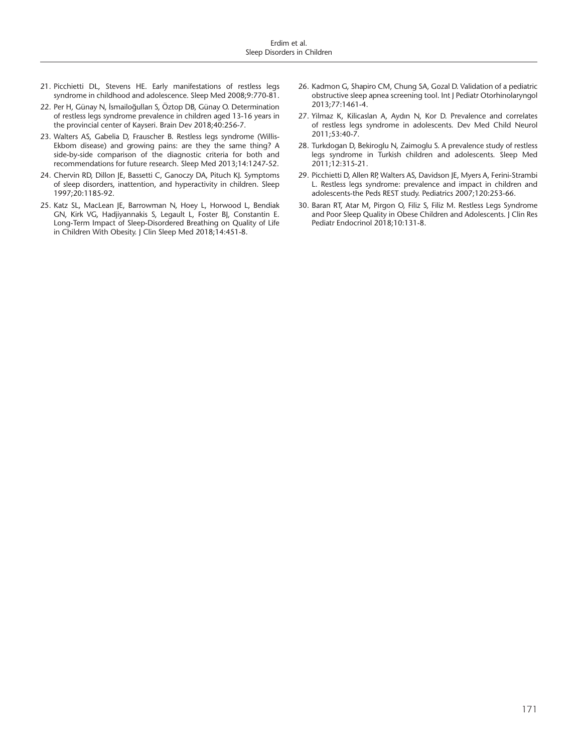21. Picchietti DL, Stevens HE. Early manifestations of restless legs syndrome in childhood and adolescence. Sleep Med 2008;9:770-81.
22. Per H, Günay N, İsmailoğulları S, Öztop DB, Günay O. Determination of restless legs syndrome prevalence in children aged 13-16 years in the provincial center of Kayseri. Brain Dev 2018;40:256-7.
23. Walters AS, Gabelia D, Frauscher B. Restless legs syndrome (Willis-Ekbom disease) and growing pains: are they the same thing? A side-by-side comparison of the diagnostic criteria for both and recommendations for future research. Sleep Med 2013;14:1247-52.
24. Chervin RD, Dillon JE, Bassetti C, Ganoczy DA, Pituch KJ. Symptoms of sleep disorders, inattention, and hyperactivity in children. Sleep 1997;20:1185-92.
25. Katz SL, MacLean JE, Barrowman N, Hoey L, Horwood L, Bendiak GN, Kirk VG, Hadjiyannakis S, Legault L, Foster BJ, Constantin E. Long-Term Impact of Sleep-Disordered Breathing on Quality of Life in Children With Obesity. J Clin Sleep Med 2018;14:451-8.
26. Kadmon G, Shapiro CM, Chung SA, Gozal D. Validation of a pediatric obstructive sleep apnea screening tool. Int J Pediatr Otorhinolaryngol 2013;77:1461-4.
27. Yilmaz K, Kilicaslan A, Aydın N, Kor D. Prevalence and correlates of restless legs syndrome in adolescents. Dev Med Child Neurol 2011;53:40-7.
28. Turkdogan D, Bekiroglu N, Zaimoglu S. A prevalence study of restless legs syndrome in Turkish children and adolescents. Sleep Med 2011;12:315-21.
29. Picchietti D, Allen RP, Walters AS, Davidson JE, Myers A, Ferini-Strambi L. Restless legs syndrome: prevalence and impact in children and adolescents-the Peds REST study. Pediatrics 2007;120:253-66.
30. Baran RT, Atar M, Pirgon O, Filiz S, Filiz M. Restless Legs Syndrome and Poor Sleep Quality in Obese Children and Adolescents. J Clin Res Pediatr Endocrinol 2018;10:131-8.